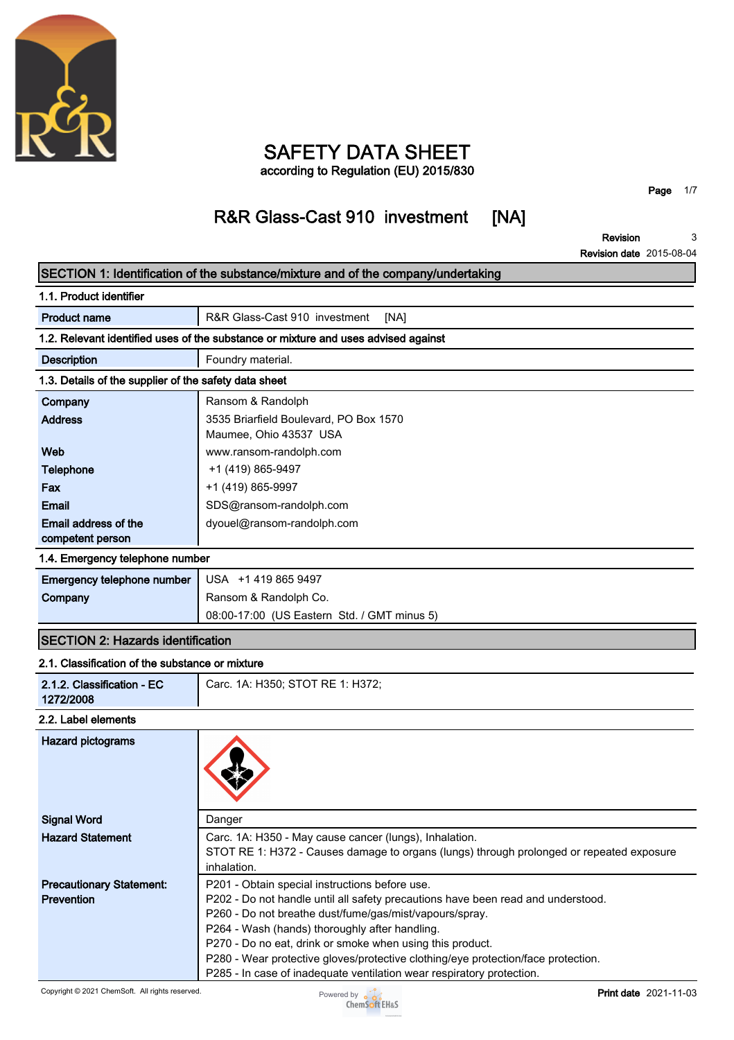# SAFETY DATA SHEET

according to Regulation (EU) 2015/830

## R&R Glass-Cast 910 investment [NA]

**Revision** 3
**Revision date** 2015-08-04

## SECTION 1: Identification of the substance/mixture and of the company/undertaking

### 1.1. Product identifier

| | |
|---|---|
| **Product name** | R&R Glass-Cast 910 investment [NA] |

### 1.2. Relevant identified uses of the substance or mixture and uses advised against

| | |
|---|---|
| **Description** | Foundry material. |

### 1.3. Details of the supplier of the safety data sheet

| | |
|---|---|
| **Company** | Ransom & Randolph |
| **Address** | 3535 Briarfield Boulevard, PO Box 1570<br>Maumee, Ohio 43537 USA |
| **Web** | www.ransom-randolph.com |
| **Telephone** | +1 (419) 865-9497 |
| **Fax** | +1 (419) 865-9997 |
| **Email** | SDS@ransom-randolph.com |
| **Email address of the competent person** | dyouel@ransom-randolph.com |

### 1.4. Emergency telephone number

| | |
|---|---|
| **Emergency telephone number** | USA +1 419 865 9497 |
| **Company** | Ransom & Randolph Co.<br>08:00-17:00 (US Eastern Std. / GMT minus 5) |

## SECTION 2: Hazards identification

### 2.1. Classification of the substance or mixture

| | |
|---|---|
| **2.1.2. Classification - EC 1272/2008** | Carc. 1A: H350; STOT RE 1: H372; |

### 2.2. Label elements

| | |
|---|---|
| **Hazard pictograms** | |
| **Signal Word** | Danger |
| **Hazard Statement** | Carc. 1A: H350 - May cause cancer (lungs), Inhalation.<br>STOT RE 1: H372 - Causes damage to organs (lungs) through prolonged or repeated exposure inhalation. |
| **Precautionary Statement: Prevention** | P201 - Obtain special instructions before use.<br>P202 - Do not handle until all safety precautions have been read and understood.<br>P260 - Do not breathe dust/fume/gas/mist/vapours/spray.<br>P264 - Wash (hands) thoroughly after handling.<br>P270 - Do no eat, drink or smoke when using this product.<br>P280 - Wear protective gloves/protective clothing/eye protection/face protection.<br>P285 - In case of inadequate ventilation wear respiratory protection. |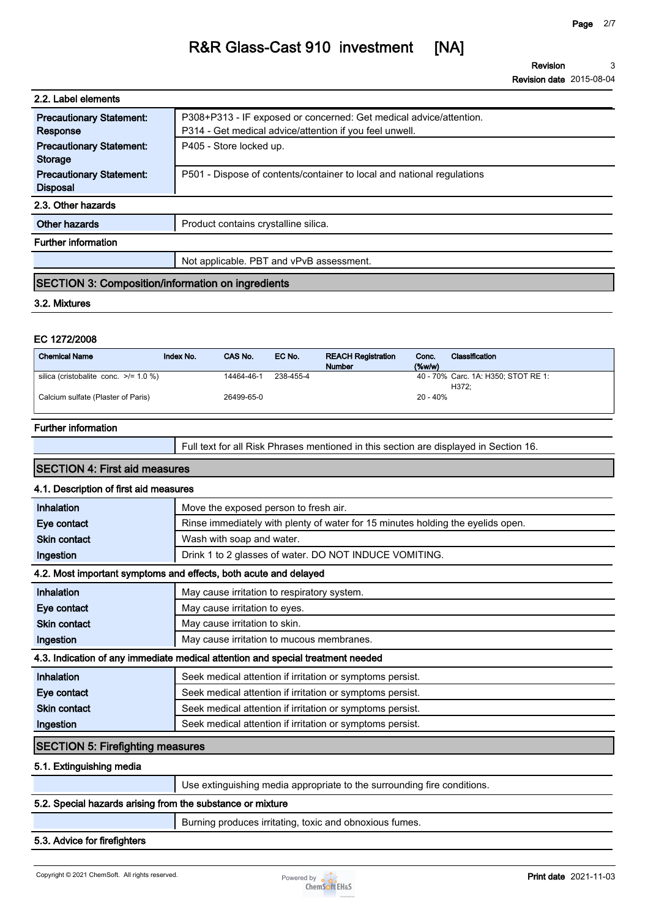### 2.2. Label elements

| | |
|---|---|
| **Precautionary Statement: Response** | P308+P313 - IF exposed or concerned: Get medical advice/attention.<br>P314 - Get medical advice/attention if you feel unwell. |
| **Precautionary Statement: Storage** | P405 - Store locked up. |
| **Precautionary Statement: Disposal** | P501 - Dispose of contents/container to local and national regulations |

### 2.3. Other hazards

| | |
|---|---|
| **Other hazards** | Product contains crystalline silica. |

**Further information**

Not applicable. PBT and vPvB assessment.

## SECTION 3: Composition/information on ingredients

### 3.2. Mixtures

**EC 1272/2008**

| Chemical Name | Index No. | CAS No. | EC No. | REACH Registration Number | Conc. (%w/w) | Classification |
|---|---|---|---|---|---|---|
| silica (cristobalite conc. >/= 1.0 %) | | 14464-46-1 | 238-455-4 | | 40 - 70% | Carc. 1A: H350; STOT RE 1: H372; |
| Calcium sulfate (Plaster of Paris) | | 26499-65-0 | | | 20 - 40% | |

**Further information**

Full text for all Risk Phrases mentioned in this section are displayed in Section 16.

## SECTION 4: First aid measures

### 4.1. Description of first aid measures

| | |
|---|---|
| **Inhalation** | Move the exposed person to fresh air. |
| **Eye contact** | Rinse immediately with plenty of water for 15 minutes holding the eyelids open. |
| **Skin contact** | Wash with soap and water. |
| **Ingestion** | Drink 1 to 2 glasses of water. DO NOT INDUCE VOMITING. |

### 4.2. Most important symptoms and effects, both acute and delayed

| | |
|---|---|
| **Inhalation** | May cause irritation to respiratory system. |
| **Eye contact** | May cause irritation to eyes. |
| **Skin contact** | May cause irritation to skin. |
| **Ingestion** | May cause irritation to mucous membranes. |

### 4.3. Indication of any immediate medical attention and special treatment needed

| | |
|---|---|
| **Inhalation** | Seek medical attention if irritation or symptoms persist. |
| **Eye contact** | Seek medical attention if irritation or symptoms persist. |
| **Skin contact** | Seek medical attention if irritation or symptoms persist. |
| **Ingestion** | Seek medical attention if irritation or symptoms persist. |

## SECTION 5: Firefighting measures

### 5.1. Extinguishing media

Use extinguishing media appropriate to the surrounding fire conditions.

### 5.2. Special hazards arising from the substance or mixture

Burning produces irritating, toxic and obnoxious fumes.

### 5.3. Advice for firefighters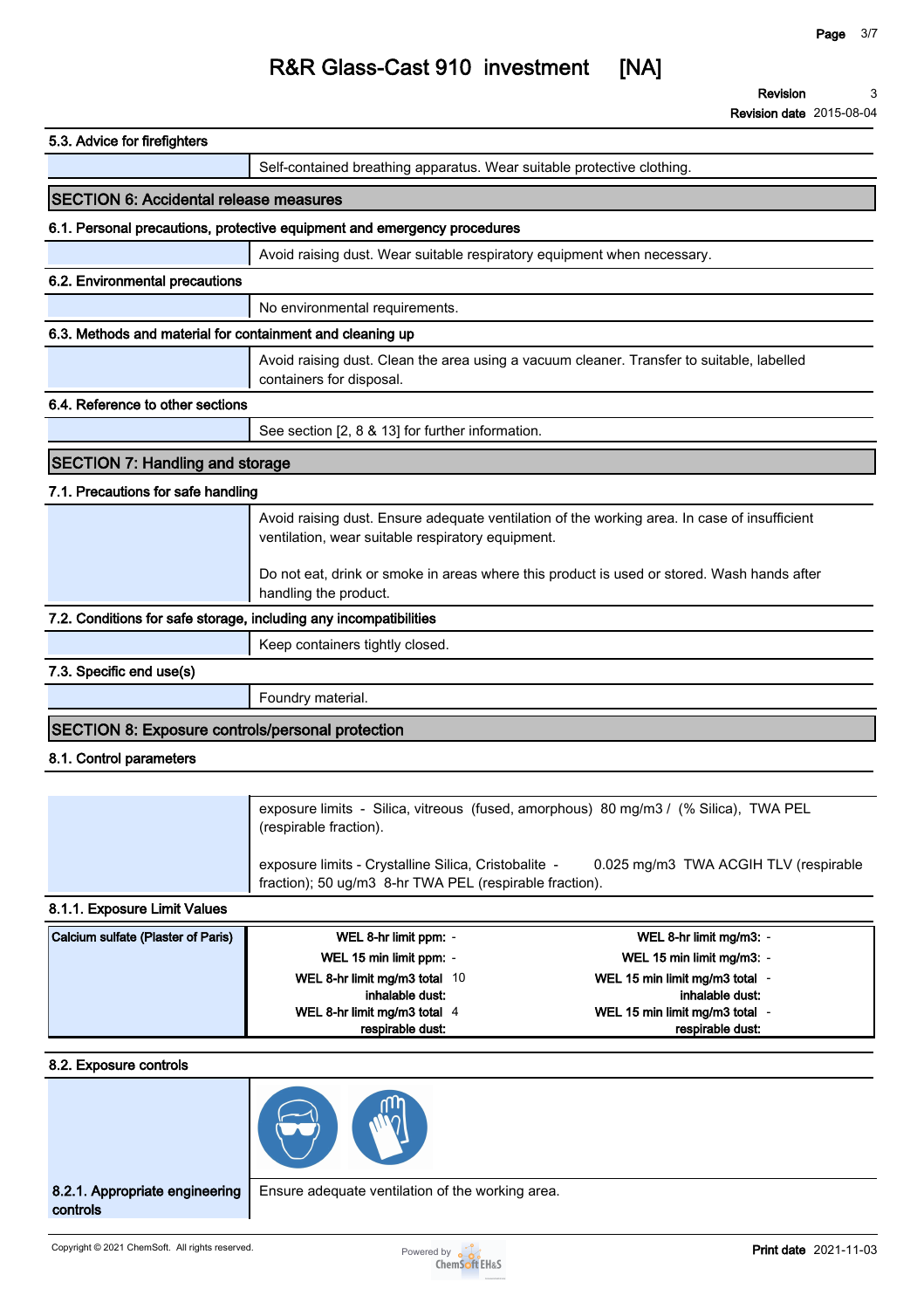### 5.3. Advice for firefighters

Self-contained breathing apparatus. Wear suitable protective clothing.

## SECTION 6: Accidental release measures

### 6.1. Personal precautions, protective equipment and emergency procedures

Avoid raising dust. Wear suitable respiratory equipment when necessary.

### 6.2. Environmental precautions

No environmental requirements.

### 6.3. Methods and material for containment and cleaning up

Avoid raising dust. Clean the area using a vacuum cleaner. Transfer to suitable, labelled containers for disposal.

### 6.4. Reference to other sections

See section [2, 8 & 13] for further information.

## SECTION 7: Handling and storage

### 7.1. Precautions for safe handling

Avoid raising dust. Ensure adequate ventilation of the working area. In case of insufficient ventilation, wear suitable respiratory equipment.

Do not eat, drink or smoke in areas where this product is used or stored. Wash hands after handling the product.

### 7.2. Conditions for safe storage, including any incompatibilities

Keep containers tightly closed.

### 7.3. Specific end use(s)

Foundry material.

## SECTION 8: Exposure controls/personal protection

### 8.1. Control parameters

exposure limits - Silica, vitreous (fused, amorphous) 80 mg/m3 / (% Silica), TWA PEL (respirable fraction).

exposure limits - Crystalline Silica, Cristobalite - 0.025 mg/m3 TWA ACGIH TLV (respirable fraction); 50 ug/m3 8-hr TWA PEL (respirable fraction).

### 8.1.1. Exposure Limit Values

| Calcium sulfate (Plaster of Paris) | | | | |
|---|---|---|---|---|
| | WEL 8-hr limit ppm: | - | WEL 8-hr limit mg/m3: | - |
| | WEL 15 min limit ppm: | - | WEL 15 min limit mg/m3: | - |
| | WEL 8-hr limit mg/m3 total inhalable dust: | 10 | WEL 15 min limit mg/m3 total inhalable dust: | - |
| | WEL 8-hr limit mg/m3 total respirable dust: | 4 | WEL 15 min limit mg/m3 total respirable dust: | - |

### 8.2. Exposure controls

**8.2.1. Appropriate engineering controls**

Ensure adequate ventilation of the working area.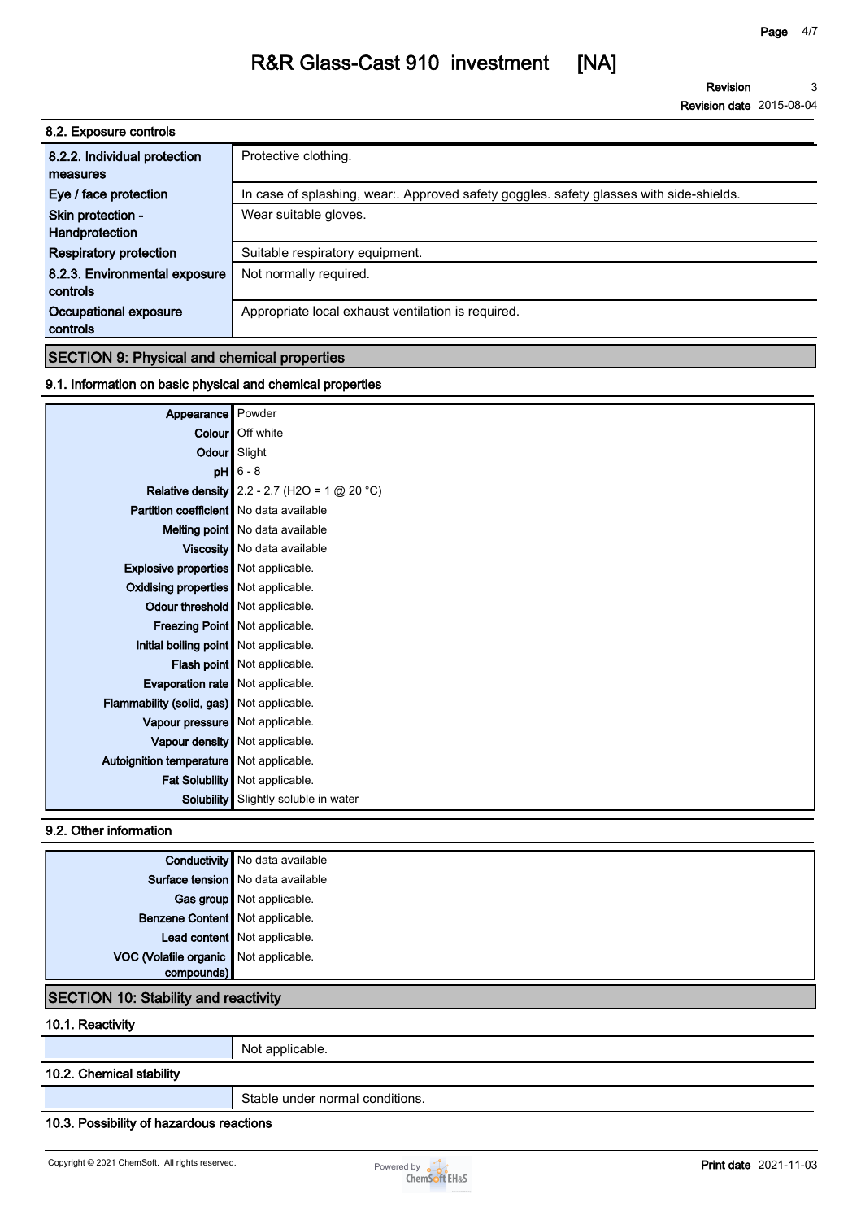### 8.2. Exposure controls

| | |
|---|---|
| 8.2.2. Individual protection measures | Protective clothing. |
| Eye / face protection | In case of splashing, wear:. Approved safety goggles. safety glasses with side-shields. |
| Skin protection - Handprotection | Wear suitable gloves. |
| Respiratory protection | Suitable respiratory equipment. |
| 8.2.3. Environmental exposure controls | Not normally required. |
| Occupational exposure controls | Appropriate local exhaust ventilation is required. |

## SECTION 9: Physical and chemical properties

### 9.1. Information on basic physical and chemical properties

| | |
|---|---|
| Appearance | Powder |
| Colour | Off white |
| Odour | Slight |
| pH | 6 - 8 |
| Relative density | 2.2 - 2.7 ($H_2O$ = 1 @ 20 °C) |
| Partition coefficient | No data available |
| Melting point | No data available |
| Viscosity | No data available |
| Explosive properties | Not applicable. |
| Oxidising properties | Not applicable. |
| Odour threshold | Not applicable. |
| Freezing Point | Not applicable. |
| Initial boiling point | Not applicable. |
| Flash point | Not applicable. |
| Evaporation rate | Not applicable. |
| Flammability (solid, gas) | Not applicable. |
| Vapour pressure | Not applicable. |
| Vapour density | Not applicable. |
| Autoignition temperature | Not applicable. |
| Fat Solubility | Not applicable. |
| Solubility | Slightly soluble in water |

### 9.2. Other information

| | |
|---|---|
| Conductivity | No data available |
| Surface tension | No data available |
| Gas group | Not applicable. |
| Benzene Content | Not applicable. |
| Lead content | Not applicable. |
| VOC (Volatile organic compounds) | Not applicable. |

## SECTION 10: Stability and reactivity

### 10.1. Reactivity

Not applicable.

### 10.2. Chemical stability

Stable under normal conditions.

### 10.3. Possibility of hazardous reactions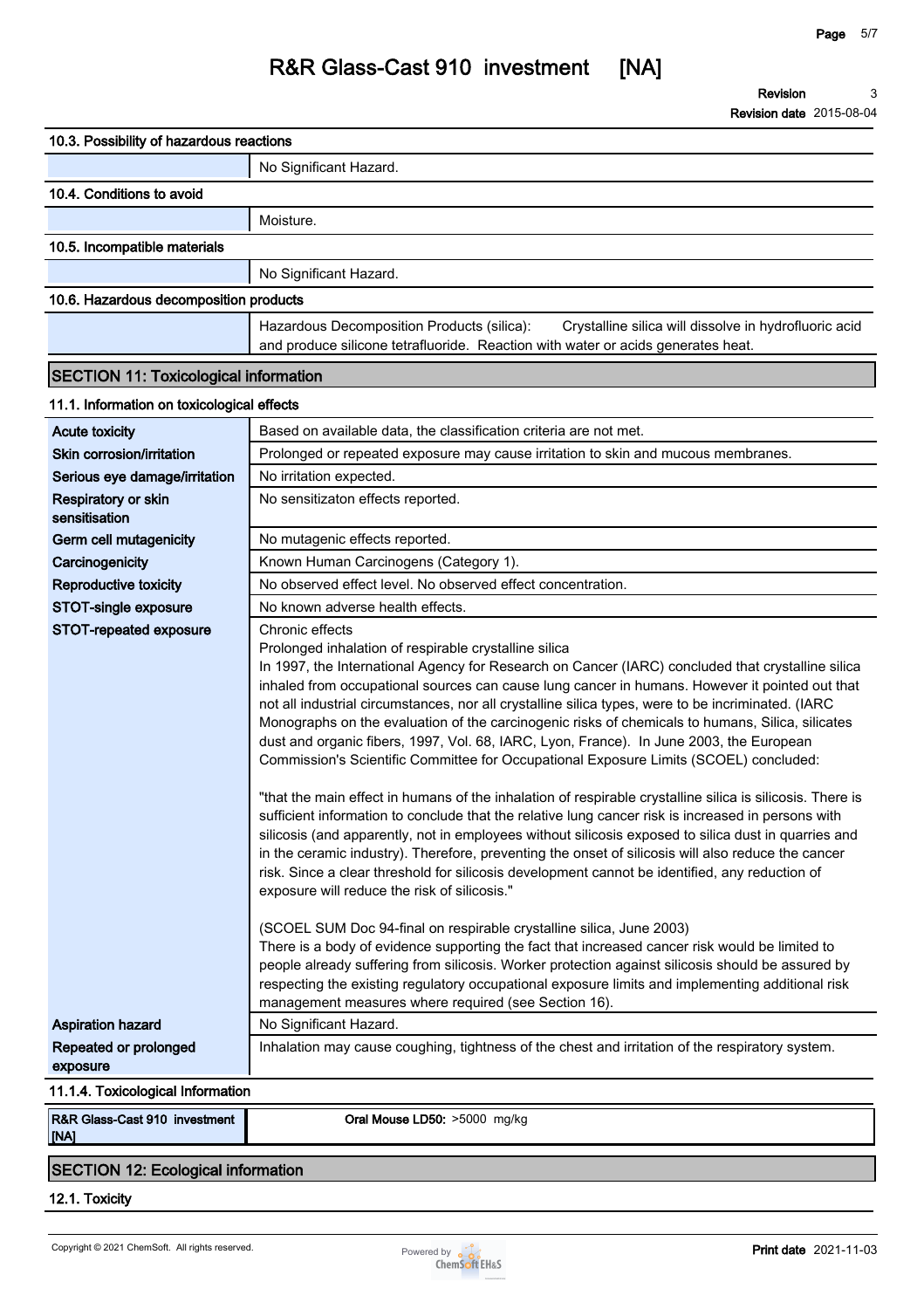### 10.3. Possibility of hazardous reactions

| | |
|---|---|
| | No Significant Hazard. |

### 10.4. Conditions to avoid

| | |
|---|---|
| | Moisture. |

### 10.5. Incompatible materials

| | |
|---|---|
| | No Significant Hazard. |

### 10.6. Hazardous decomposition products

| | |
|---|---|
| | Hazardous Decomposition Products (silica): Crystalline silica will dissolve in hydrofluoric acid and produce silicone tetrafluoride. Reaction with water or acids generates heat. |

## SECTION 11: Toxicological information

### 11.1. Information on toxicological effects

| | |
|---|---|
| **Acute toxicity** | Based on available data, the classification criteria are not met. |
| **Skin corrosion/irritation** | Prolonged or repeated exposure may cause irritation to skin and mucous membranes. |
| **Serious eye damage/irritation** | No irritation expected. |
| **Respiratory or skin sensitisation** | No sensitizaton effects reported. |
| **Germ cell mutagenicity** | No mutagenic effects reported. |
| **Carcinogenicity** | Known Human Carcinogens (Category 1). |
| **Reproductive toxicity** | No observed effect level. No observed effect concentration. |
| **STOT-single exposure** | No known adverse health effects. |
| **STOT-repeated exposure** | Chronic effects<br>Prolonged inhalation of respirable crystalline silica<br>In 1997, the International Agency for Research on Cancer (IARC) concluded that crystalline silica inhaled from occupational sources can cause lung cancer in humans. However it pointed out that not all industrial circumstances, nor all crystalline silica types, were to be incriminated. (IARC Monographs on the evaluation of the carcinogenic risks of chemicals to humans, Silica, silicates dust and organic fibers, 1997, Vol. 68, IARC, Lyon, France). In June 2003, the European Commission's Scientific Committee for Occupational Exposure Limits (SCOEL) concluded:<br><br>"that the main effect in humans of the inhalation of respirable crystalline silica is silicosis. There is sufficient information to conclude that the relative lung cancer risk is increased in persons with silicosis (and apparently, not in employees without silicosis exposed to silica dust in quarries and in the ceramic industry). Therefore, preventing the onset of silicosis will also reduce the cancer risk. Since a clear threshold for silicosis development cannot be identified, any reduction of exposure will reduce the risk of silicosis."<br><br>(SCOEL SUM Doc 94-final on respirable crystalline silica, June 2003)<br>There is a body of evidence supporting the fact that increased cancer risk would be limited to people already suffering from silicosis. Worker protection against silicosis should be assured by respecting the existing regulatory occupational exposure limits and implementing additional risk management measures where required (see Section 16). |
| **Aspiration hazard** | No Significant Hazard. |
| **Repeated or prolonged exposure** | Inhalation may cause coughing, tightness of the chest and irritation of the respiratory system. |

### 11.1.4. Toxicological Information

| | |
|---|---|
| **R&R Glass-Cast 910 investment [NA]** | **Oral Mouse LD50:** >5000 mg/kg |

## SECTION 12: Ecological information

### 12.1. Toxicity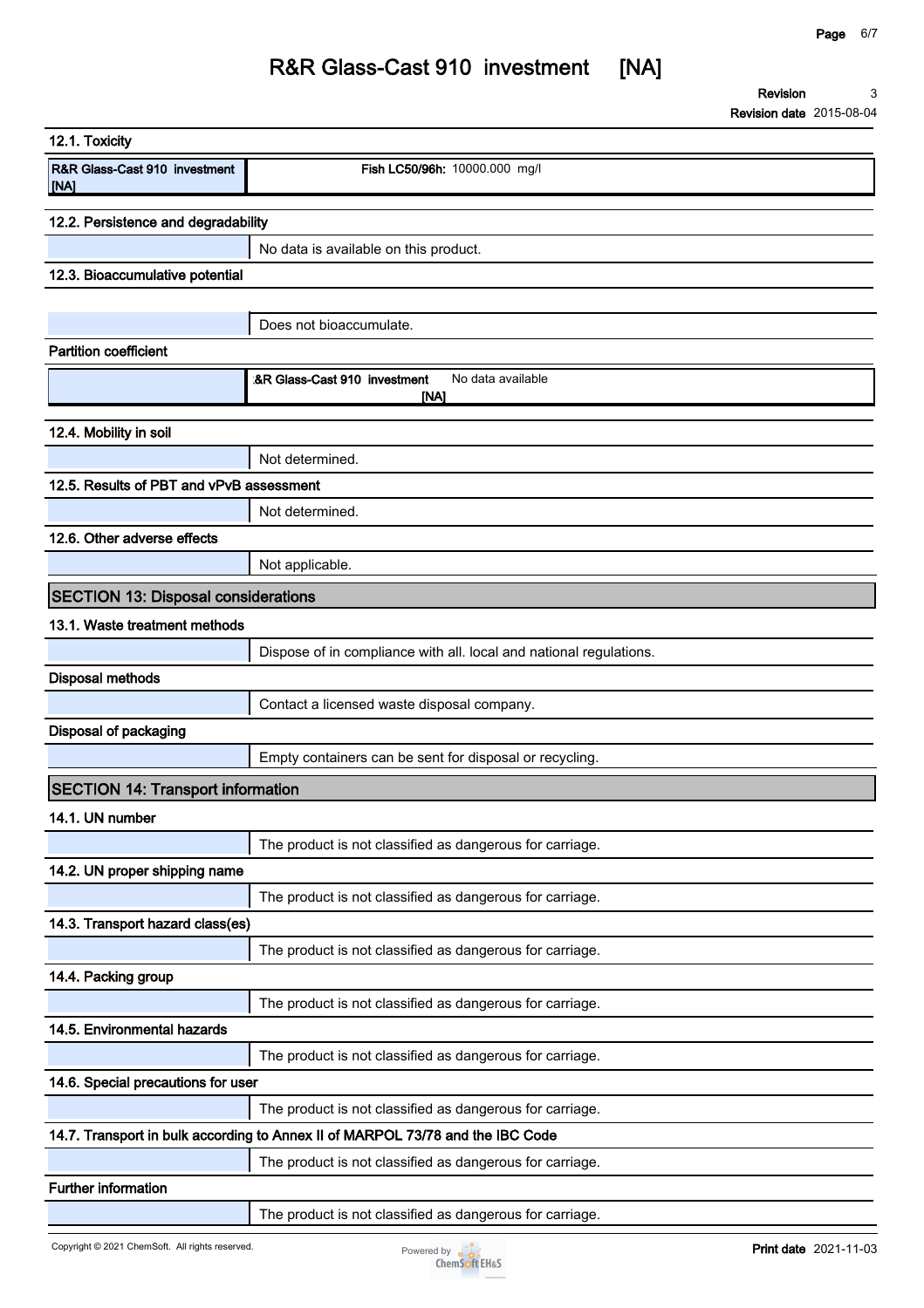### 12.1. Toxicity

| R&R Glass-Cast 910 investment [NA] | **Fish LC50/96h:** 10000.000 mg/l |
|---|---|

### 12.2. Persistence and degradability

No data is available on this product.

### 12.3. Bioaccumulative potential

Does not bioaccumulate.

**Partition coefficient**

| | R&R Glass-Cast 910 investment [NA] | No data available |
|---|---|---|

### 12.4. Mobility in soil

Not determined.

### 12.5. Results of PBT and vPvB assessment

Not determined.

### 12.6. Other adverse effects

Not applicable.

## SECTION 13: Disposal considerations

### 13.1. Waste treatment methods

Dispose of in compliance with all. local and national regulations.

**Disposal methods**

Contact a licensed waste disposal company.

**Disposal of packaging**

Empty containers can be sent for disposal or recycling.

## SECTION 14: Transport information

### 14.1. UN number

The product is not classified as dangerous for carriage.

### 14.2. UN proper shipping name

The product is not classified as dangerous for carriage.

### 14.3. Transport hazard class(es)

The product is not classified as dangerous for carriage.

### 14.4. Packing group

The product is not classified as dangerous for carriage.

### 14.5. Environmental hazards

The product is not classified as dangerous for carriage.

### 14.6. Special precautions for user

The product is not classified as dangerous for carriage.

### 14.7. Transport in bulk according to Annex II of MARPOL 73/78 and the IBC Code

The product is not classified as dangerous for carriage.

**Further information**

The product is not classified as dangerous for carriage.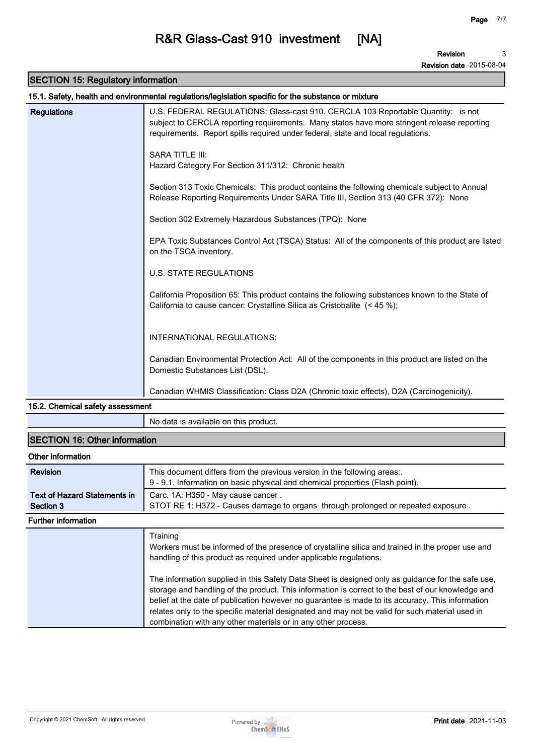# R&R Glass-Cast 910 investment [NA]

**Revision** 3

**Revision date** 2015-08-04

## SECTION 15: Regulatory information

### 15.1. Safety, health and environmental regulations/legislation specific for the substance or mixture

| | |
|---|---|
| **Regulations** | U.S. FEDERAL REGULATIONS: Glass-cast 910. CERCLA 103 Reportable Quantity: is not subject to CERCLA reporting requirements. Many states have more stringent release reporting requirements. Report spills required under federal, state and local regulations.<br><br>SARA TITLE III:<br>Hazard Category For Section 311/312: Chronic health<br><br>Section 313 Toxic Chemicals: This product contains the following chemicals subject to Annual Release Reporting Requirements Under SARA Title III, Section 313 (40 CFR 372): None<br><br>Section 302 Extremely Hazardous Substances (TPQ): None<br><br>EPA Toxic Substances Control Act (TSCA) Status: All of the components of this product are listed on the TSCA inventory.<br><br>U.S. STATE REGULATIONS<br><br>California Proposition 65: This product contains the following substances known to the State of California to cause cancer: Crystalline Silica as Cristobalite (< 45 %);<br><br>INTERNATIONAL REGULATIONS:<br><br>Canadian Environmental Protection Act: All of the components in this product are listed on the Domestic Substances List (DSL).<br><br>Canadian WHMIS Classification: Class D2A (Chronic toxic effects), D2A (Carcinogenicity). |

### 15.2. Chemical safety assessment

| | |
|---|---|
| | No data is available on this product. |

## SECTION 16: Other information

### Other information

| | |
|---|---|
| **Revision** | This document differs from the previous version in the following areas:.<br>9 - 9.1. Information on basic physical and chemical properties (Flash point). |
| **Text of Hazard Statements in Section 3** | Carc. 1A: H350 - May cause cancer .<br>STOT RE 1: H372 - Causes damage to organs through prolonged or repeated exposure . |

### Further information

| | |
|---|---|
| | Training<br>Workers must be informed of the presence of crystalline silica and trained in the proper use and handling of this product as required under applicable regulations.<br><br>The information supplied in this Safety Data Sheet is designed only as guidance for the safe use, storage and handling of the product. This information is correct to the best of our knowledge and belief at the date of publication however no guarantee is made to its accuracy. This information relates only to the specific material designated and may not be valid for such material used in combination with any other materials or in any other process. |

Copyright © 2021 ChemSoft. All rights reserved.

**Print date** 2021-11-03